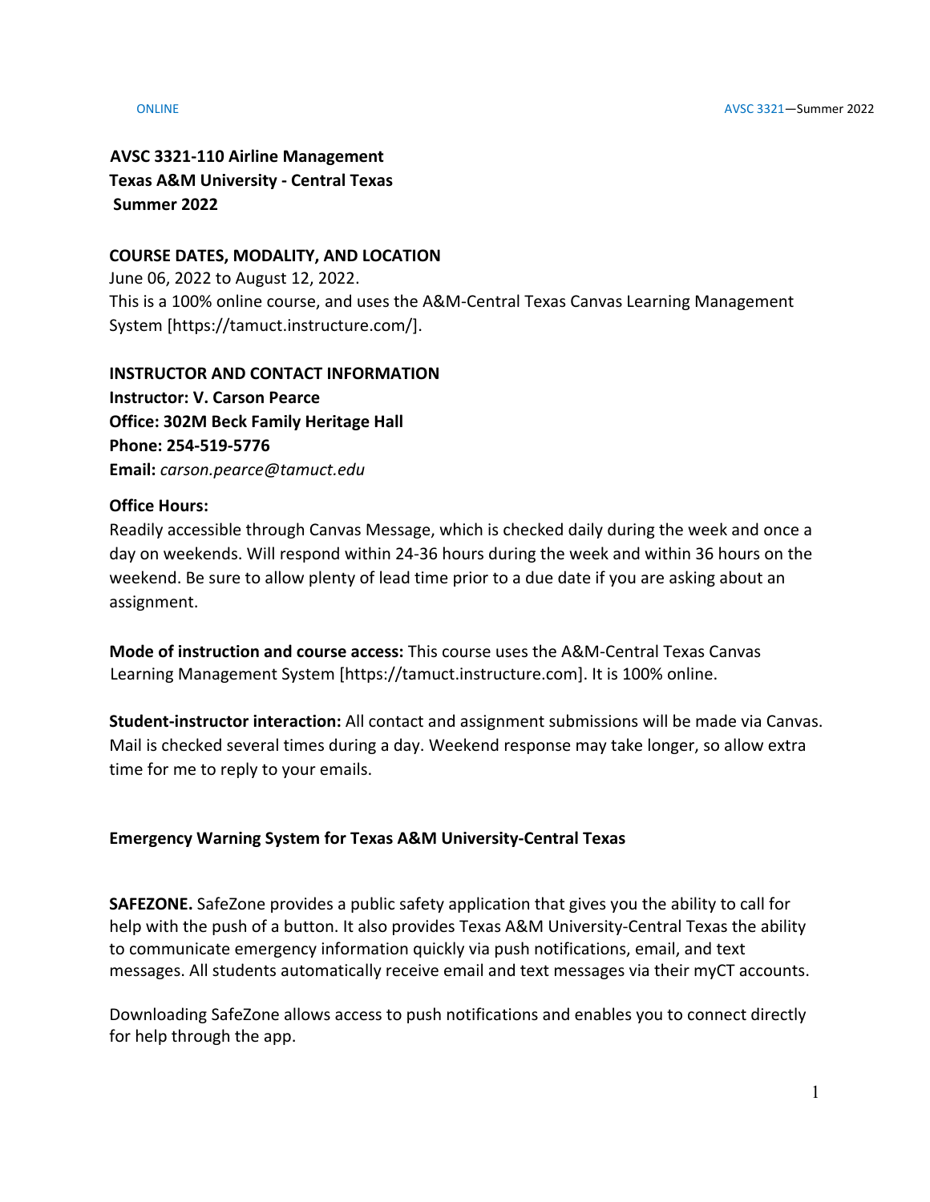**AVSC 3321-110 Airline Management**
**Texas A&M University - Central Texas**
**Summer 2022**

**COURSE DATES, MODALITY, AND LOCATION**

June 06, 2022 to August 12, 2022.
This is a 100% online course, and uses the A&M-Central Texas Canvas Learning Management System [https://tamuct.instructure.com/].

**INSTRUCTOR AND CONTACT INFORMATION**

**Instructor: V. Carson Pearce**
**Office: 302M Beck Family Heritage Hall**
**Phone: 254-519-5776**
**Email:** *carson.pearce@tamuct.edu*

**Office Hours:**
Readily accessible through Canvas Message, which is checked daily during the week and once a day on weekends. Will respond within 24-36 hours during the week and within 36 hours on the weekend. Be sure to allow plenty of lead time prior to a due date if you are asking about an assignment.

**Mode of instruction and course access:** This course uses the A&M-Central Texas Canvas Learning Management System [https://tamuct.instructure.com]. It is 100% online.

**Student-instructor interaction:** All contact and assignment submissions will be made via Canvas. Mail is checked several times during a day. Weekend response may take longer, so allow extra time for me to reply to your emails.

**Emergency Warning System for Texas A&M University-Central Texas**

**SAFEZONE.** SafeZone provides a public safety application that gives you the ability to call for help with the push of a button. It also provides Texas A&M University-Central Texas the ability to communicate emergency information quickly via push notifications, email, and text messages. All students automatically receive email and text messages via their myCT accounts.

Downloading SafeZone allows access to push notifications and enables you to connect directly for help through the app.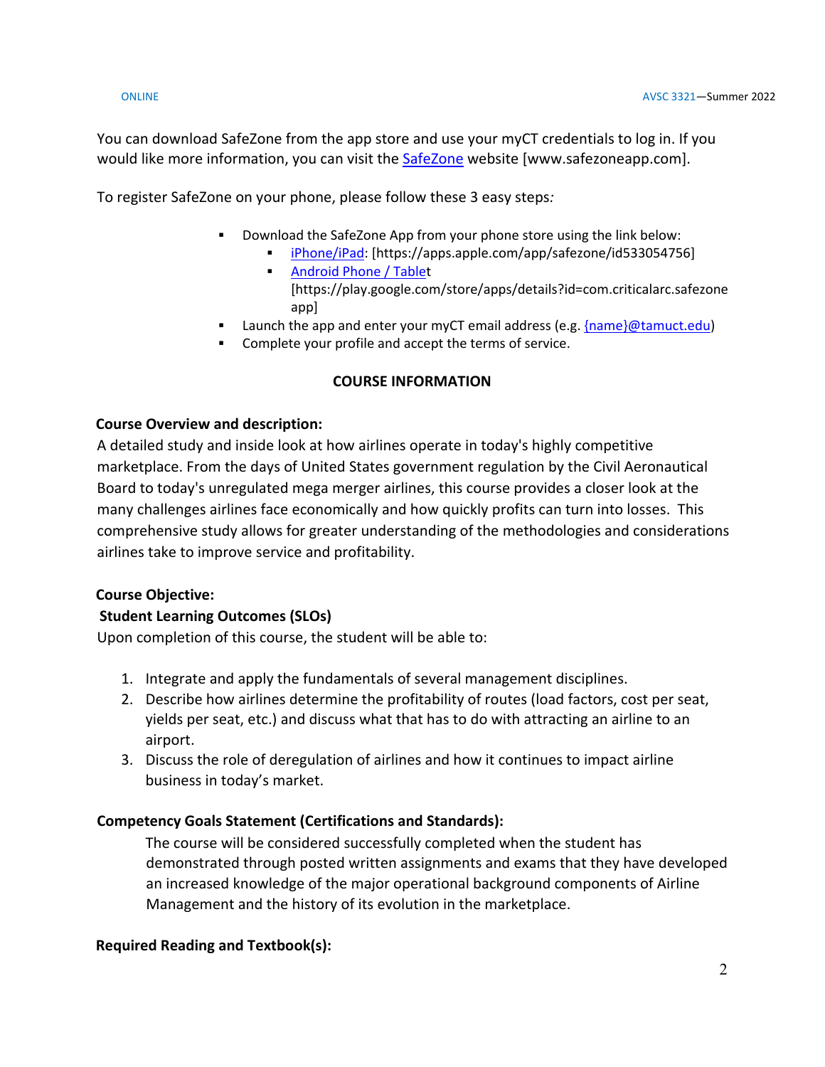You can download SafeZone from the app store and use your myCT credentials to log in. If you would like more information, you can visit the SafeZone website [www.safezoneapp.com].

To register SafeZone on your phone, please follow these 3 easy steps*:*

- Download the SafeZone App from your phone store using the link below:
    - iPhone/iPad: [https://apps.apple.com/app/safezone/id533054756]
    - Android Phone / Tablet [https://play.google.com/store/apps/details?id=com.criticalarc.safezoneapp]
- Launch the app and enter your myCT email address (e.g. {name}@tamuct.edu)
- Complete your profile and accept the terms of service.

## COURSE INFORMATION

**Course Overview and description:**

A detailed study and inside look at how airlines operate in today's highly competitive marketplace. From the days of United States government regulation by the Civil Aeronautical Board to today's unregulated mega merger airlines, this course provides a closer look at the many challenges airlines face economically and how quickly profits can turn into losses. This comprehensive study allows for greater understanding of the methodologies and considerations airlines take to improve service and profitability.

**Course Objective:**

**Student Learning Outcomes (SLOs)**

Upon completion of this course, the student will be able to:

1. Integrate and apply the fundamentals of several management disciplines.
2. Describe how airlines determine the profitability of routes (load factors, cost per seat, yields per seat, etc.) and discuss what that has to do with attracting an airline to an airport.
3. Discuss the role of deregulation of airlines and how it continues to impact airline business in today's market.

**Competency Goals Statement (Certifications and Standards):**

The course will be considered successfully completed when the student has demonstrated through posted written assignments and exams that they have developed an increased knowledge of the major operational background components of Airline Management and the history of its evolution in the marketplace.

**Required Reading and Textbook(s):**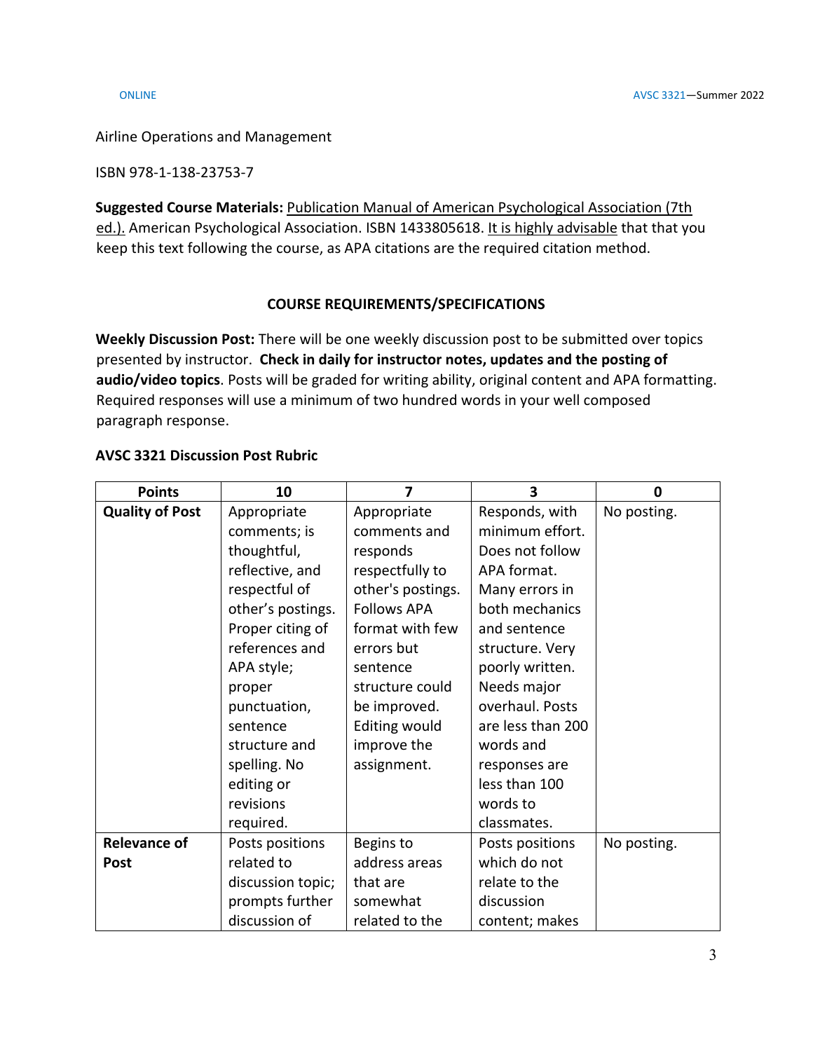Airline Operations and Management

ISBN 978-1-138-23753-7

**Suggested Course Materials:** Publication Manual of American Psychological Association (7th ed.). American Psychological Association. ISBN 1433805618. It is highly advisable that you keep this text following the course, as APA citations are the required citation method.

## COURSE REQUIREMENTS/SPECIFICATIONS

**Weekly Discussion Post:** There will be one weekly discussion post to be submitted over topics presented by instructor. **Check in daily for instructor notes, updates and the posting of audio/video topics**. Posts will be graded for writing ability, original content and APA formatting. Required responses will use a minimum of two hundred words in your well composed paragraph response.

**AVSC 3321 Discussion Post Rubric**

| Points | 10 | 7 | 3 | 0 |
| --- | --- | --- | --- | --- |
| **Quality of Post** | Appropriate comments; is thoughtful, reflective, and respectful of other's postings. Proper citing of references and APA style; proper punctuation, sentence structure and spelling. No editing or revisions required. | Appropriate comments and responds respectfully to other's postings. Follows APA format with few errors but sentence structure could be improved. Editing would improve the assignment. | Responds, with minimum effort. Does not follow APA format. Many errors in both mechanics and sentence structure. Very poorly written. Needs major overhaul. Posts are less than 200 words and responses are less than 100 words to classmates. | No posting. |
| **Relevance of Post** | Posts positions related to discussion topic; prompts further discussion of | Begins to address areas that are somewhat related to the | Posts positions which do not relate to the discussion content; makes | No posting. |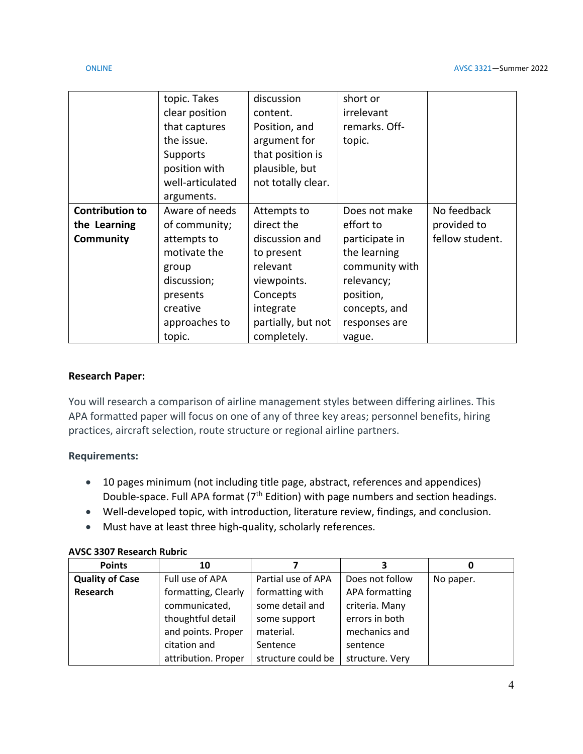| | | | | |
|---|---|---|---|---|
| | topic. Takes clear position that captures the issue. Supports position with well-articulated arguments. | discussion content. Position, and argument for that position is plausible, but not totally clear. | short or irrelevant remarks. Off-topic. | |
| **Contribution to the Learning Community** | Aware of needs of community; attempts to motivate the group discussion; presents creative approaches to topic. | Attempts to direct the discussion and to present relevant viewpoints. Concepts integrate partially, but not completely. | Does not make effort to participate in the learning community with relevancy; position, concepts, and responses are vague. | No feedback provided to fellow student. |

**Research Paper:**

You will research a comparison of airline management styles between differing airlines. This APA formatted paper will focus on one of any of three key areas; personnel benefits, hiring practices, aircraft selection, route structure or regional airline partners.

**Requirements:**

- 10 pages minimum (not including title page, abstract, references and appendices) Double-space. Full APA format (7th Edition) with page numbers and section headings.
- Well-developed topic, with introduction, literature review, findings, and conclusion.
- Must have at least three high-quality, scholarly references.

**AVSC 3307 Research Rubric**

| Points | 10 | 7 | 3 | 0 |
|---|---|---|---|---|
| **Quality of Case Research** | Full use of APA formatting, Clearly communicated, thoughtful detail and points. Proper citation and attribution. Proper | Partial use of APA formatting with some detail and some support material. Sentence structure could be | Does not follow APA formatting criteria. Many errors in both mechanics and sentence structure. Very | No paper. |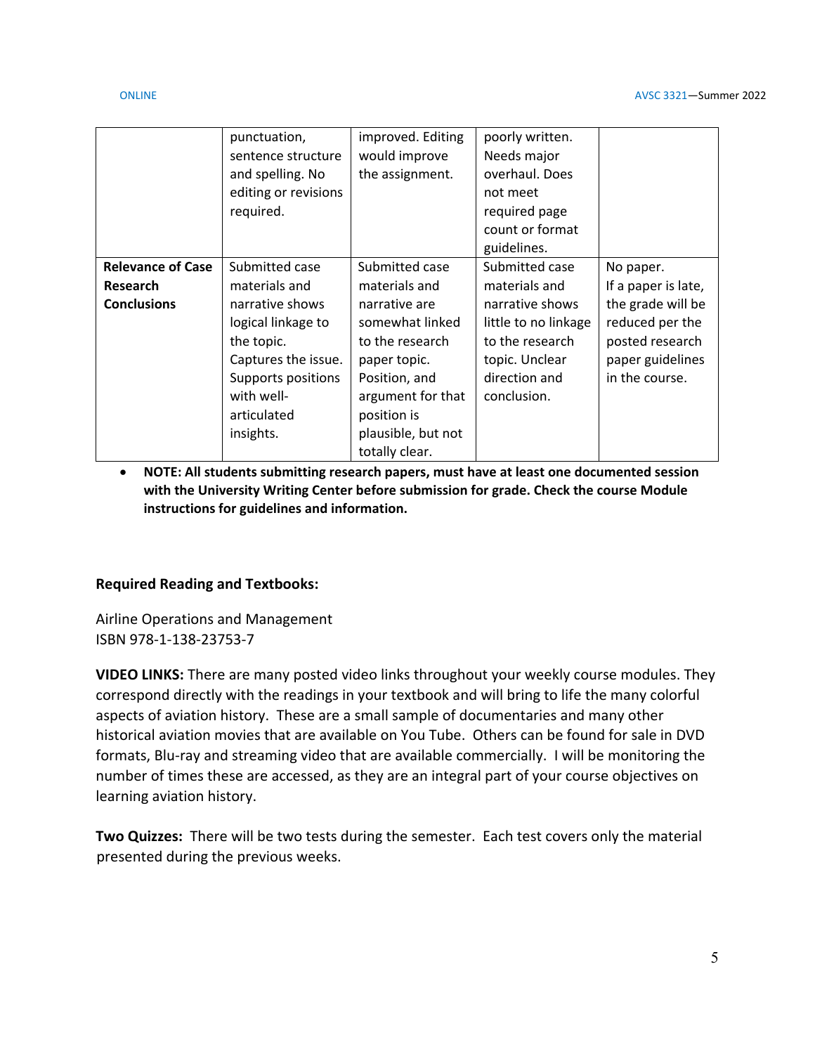| | | | | |
|---|---|---|---|---|
| | punctuation, sentence structure and spelling. No editing or revisions required. | improved. Editing would improve the assignment. | poorly written. Needs major overhaul. Does not meet required page count or format guidelines. | |
| **Relevance of Case Research Conclusions** | Submitted case materials and narrative shows logical linkage to the topic. Captures the issue. Supports positions with well-articulated insights. | Submitted case materials and narrative are somewhat linked to the research paper topic. Position, and argument for that position is plausible, but not totally clear. | Submitted case materials and narrative shows little to no linkage to the research topic. Unclear direction and conclusion. | No paper. If a paper is late, the grade will be reduced per the posted research paper guidelines in the course. |

- **NOTE: All students submitting research papers, must have at least one documented session with the University Writing Center before submission for grade. Check the course Module instructions for guidelines and information.**

**Required Reading and Textbooks:**

Airline Operations and Management
ISBN 978-1-138-23753-7

**VIDEO LINKS:** There are many posted video links throughout your weekly course modules. They correspond directly with the readings in your textbook and will bring to life the many colorful aspects of aviation history. These are a small sample of documentaries and many other historical aviation movies that are available on You Tube. Others can be found for sale in DVD formats, Blu-ray and streaming video that are available commercially. I will be monitoring the number of times these are accessed, as they are an integral part of your course objectives on learning aviation history.

**Two Quizzes:** There will be two tests during the semester. Each test covers only the material presented during the previous weeks.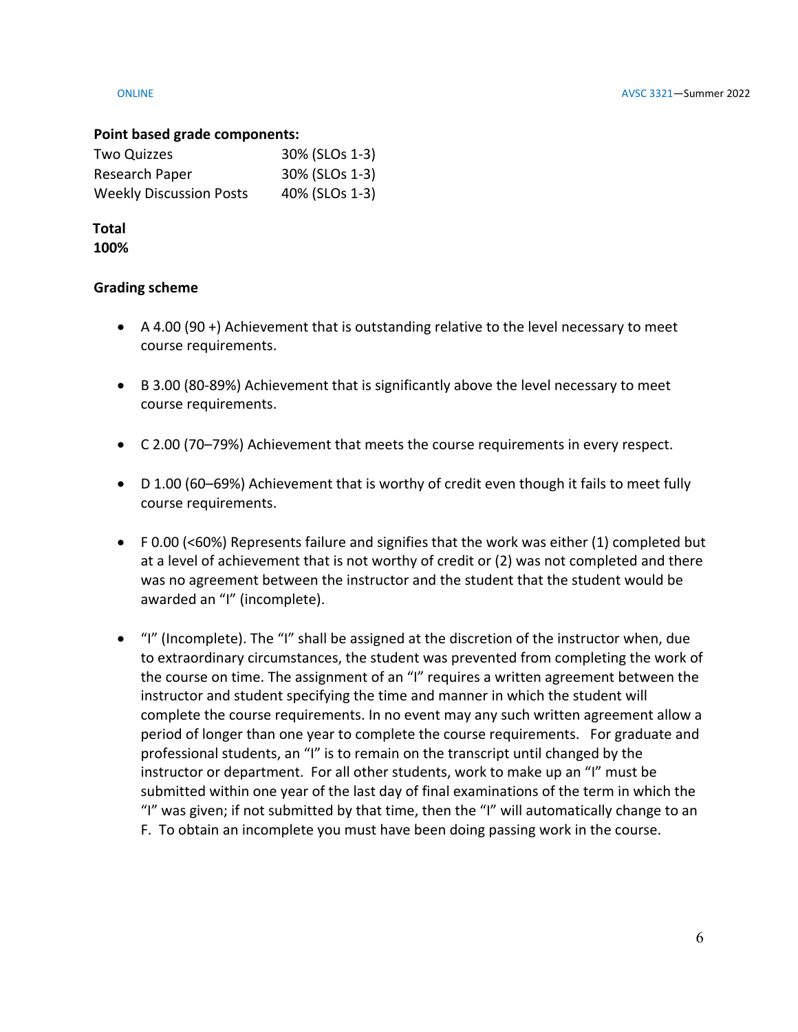**Point based grade components:**

| Two Quizzes | 30% (SLOs 1-3) |
|---|---|
| Research Paper | 30% (SLOs 1-3) |
| Weekly Discussion Posts | 40% (SLOs 1-3) |

**Total**
**100%**

**Grading scheme**

- A 4.00 (90 +) Achievement that is outstanding relative to the level necessary to meet course requirements.
- B 3.00 (80-89%) Achievement that is significantly above the level necessary to meet course requirements.
- C 2.00 (70–79%) Achievement that meets the course requirements in every respect.
- D 1.00 (60–69%) Achievement that is worthy of credit even though it fails to meet fully course requirements.
- F 0.00 (<60%) Represents failure and signifies that the work was either (1) completed but at a level of achievement that is not worthy of credit or (2) was not completed and there was no agreement between the instructor and the student that the student would be awarded an "I" (incomplete).
- "I" (Incomplete). The "I" shall be assigned at the discretion of the instructor when, due to extraordinary circumstances, the student was prevented from completing the work of the course on time. The assignment of an "I" requires a written agreement between the instructor and student specifying the time and manner in which the student will complete the course requirements. In no event may any such written agreement allow a period of longer than one year to complete the course requirements. For graduate and professional students, an "I" is to remain on the transcript until changed by the instructor or department. For all other students, work to make up an "I" must be submitted within one year of the last day of final examinations of the term in which the "I" was given; if not submitted by that time, then the "I" will automatically change to an F. To obtain an incomplete you must have been doing passing work in the course.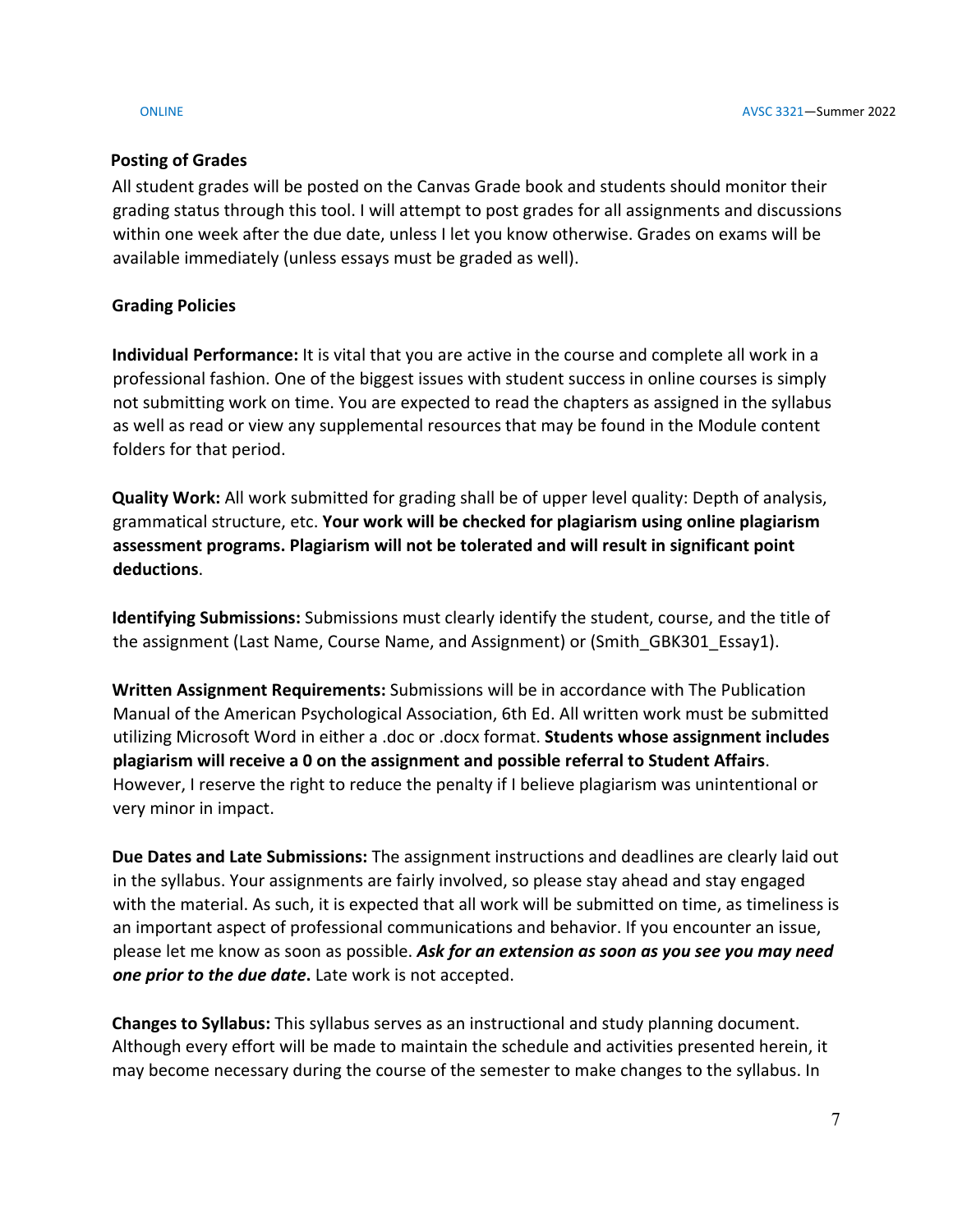**Posting of Grades**

All student grades will be posted on the Canvas Grade book and students should monitor their grading status through this tool. I will attempt to post grades for all assignments and discussions within one week after the due date, unless I let you know otherwise. Grades on exams will be available immediately (unless essays must be graded as well).

**Grading Policies**

**Individual Performance:** It is vital that you are active in the course and complete all work in a professional fashion. One of the biggest issues with student success in online courses is simply not submitting work on time. You are expected to read the chapters as assigned in the syllabus as well as read or view any supplemental resources that may be found in the Module content folders for that period.

**Quality Work:** All work submitted for grading shall be of upper level quality: Depth of analysis, grammatical structure, etc. **Your work will be checked for plagiarism using online plagiarism assessment programs. Plagiarism will not be tolerated and will result in significant point deductions**.

**Identifying Submissions:** Submissions must clearly identify the student, course, and the title of the assignment (Last Name, Course Name, and Assignment) or (Smith_GBK301_Essay1).

**Written Assignment Requirements:** Submissions will be in accordance with The Publication Manual of the American Psychological Association, 6th Ed. All written work must be submitted utilizing Microsoft Word in either a .doc or .docx format. **Students whose assignment includes plagiarism will receive a 0 on the assignment and possible referral to Student Affairs**. However, I reserve the right to reduce the penalty if I believe plagiarism was unintentional or very minor in impact.

**Due Dates and Late Submissions:** The assignment instructions and deadlines are clearly laid out in the syllabus. Your assignments are fairly involved, so please stay ahead and stay engaged with the material. As such, it is expected that all work will be submitted on time, as timeliness is an important aspect of professional communications and behavior. If you encounter an issue, please let me know as soon as possible. ***Ask for an extension as soon as you see you may need one prior to the due date*.** Late work is not accepted.

**Changes to Syllabus:** This syllabus serves as an instructional and study planning document. Although every effort will be made to maintain the schedule and activities presented herein, it may become necessary during the course of the semester to make changes to the syllabus. In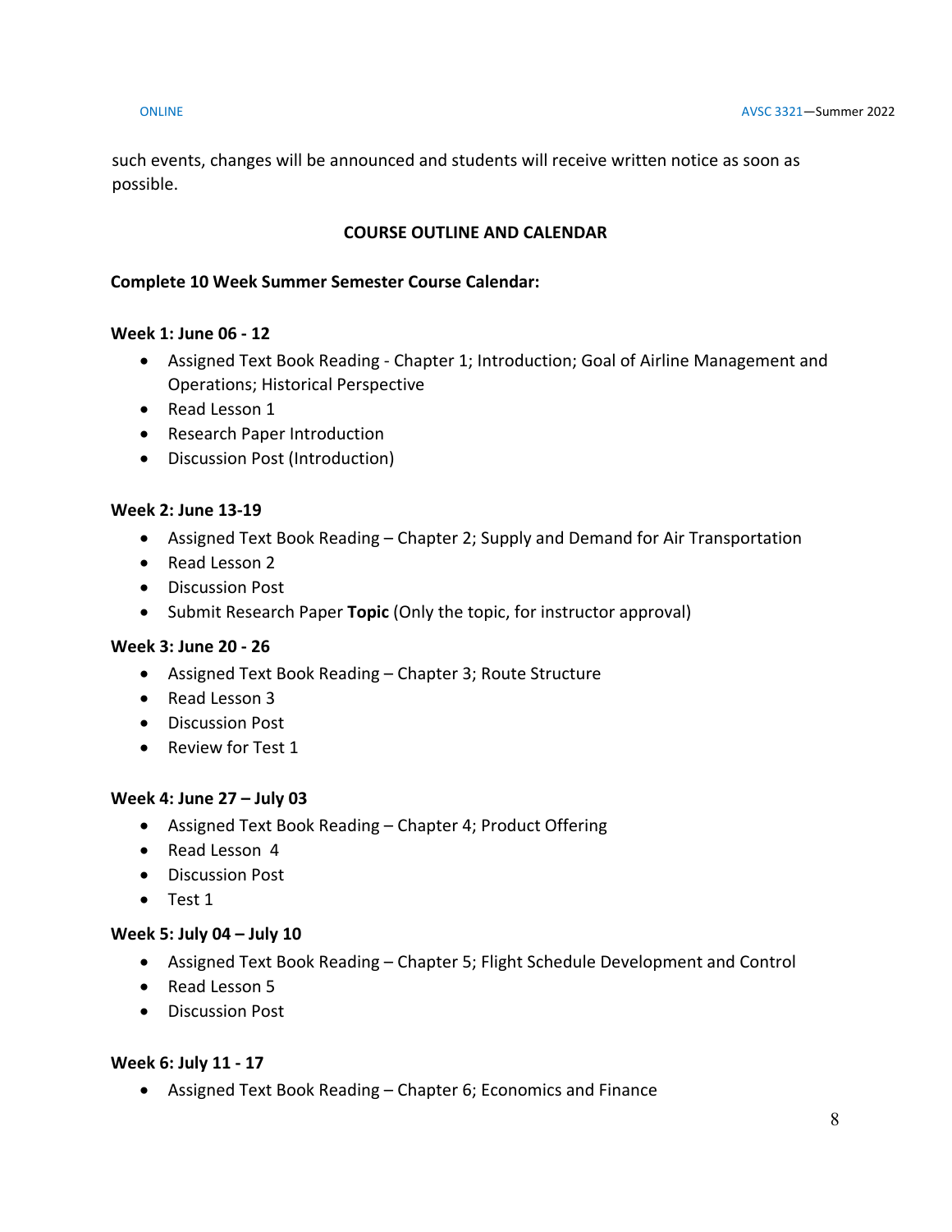such events, changes will be announced and students will receive written notice as soon as possible.

## COURSE OUTLINE AND CALENDAR

**Complete 10 Week Summer Semester Course Calendar:**

**Week 1: June 06 - 12**

- Assigned Text Book Reading - Chapter 1; Introduction; Goal of Airline Management and Operations; Historical Perspective
- Read Lesson 1
- Research Paper Introduction
- Discussion Post (Introduction)

**Week 2: June 13-19**

- Assigned Text Book Reading – Chapter 2; Supply and Demand for Air Transportation
- Read Lesson 2
- Discussion Post
- Submit Research Paper **Topic** (Only the topic, for instructor approval)

**Week 3: June 20 - 26**

- Assigned Text Book Reading – Chapter 3; Route Structure
- Read Lesson 3
- Discussion Post
- Review for Test 1

**Week 4: June 27 – July 03**

- Assigned Text Book Reading – Chapter 4; Product Offering
- Read Lesson 4
- Discussion Post
- Test 1

**Week 5: July 04 – July 10**

- Assigned Text Book Reading – Chapter 5; Flight Schedule Development and Control
- Read Lesson 5
- Discussion Post

**Week 6: July 11 - 17**

- Assigned Text Book Reading – Chapter 6; Economics and Finance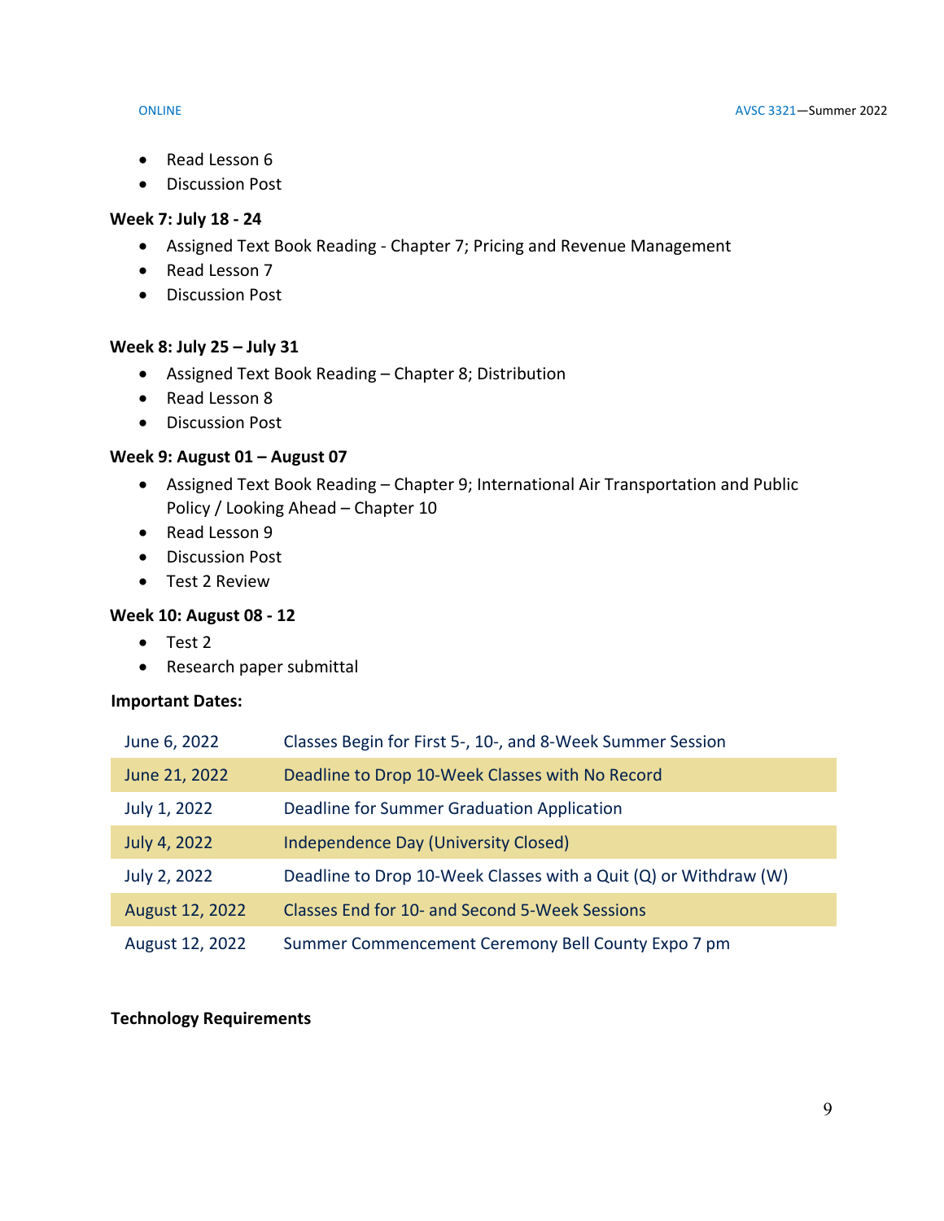- Read Lesson 6
- Discussion Post

**Week 7: July 18 - 24**

- Assigned Text Book Reading - Chapter 7; Pricing and Revenue Management
- Read Lesson 7
- Discussion Post

**Week 8: July 25 – July 31**

- Assigned Text Book Reading – Chapter 8; Distribution
- Read Lesson 8
- Discussion Post

**Week 9: August 01 – August 07**

- Assigned Text Book Reading – Chapter 9; International Air Transportation and Public Policy / Looking Ahead – Chapter 10
- Read Lesson 9
- Discussion Post
- Test 2 Review

**Week 10: August 08 - 12**

- Test 2
- Research paper submittal

**Important Dates:**

| | |
|---|---|
| June 6, 2022 | Classes Begin for First 5-, 10-, and 8-Week Summer Session |
| June 21, 2022 | Deadline to Drop 10-Week Classes with No Record |
| July 1, 2022 | Deadline for Summer Graduation Application |
| July 4, 2022 | Independence Day (University Closed) |
| July 2, 2022 | Deadline to Drop 10-Week Classes with a Quit (Q) or Withdraw (W) |
| August 12, 2022 | Classes End for 10- and Second 5-Week Sessions |
| August 12, 2022 | Summer Commencement Ceremony Bell County Expo 7 pm |

**Technology Requirements**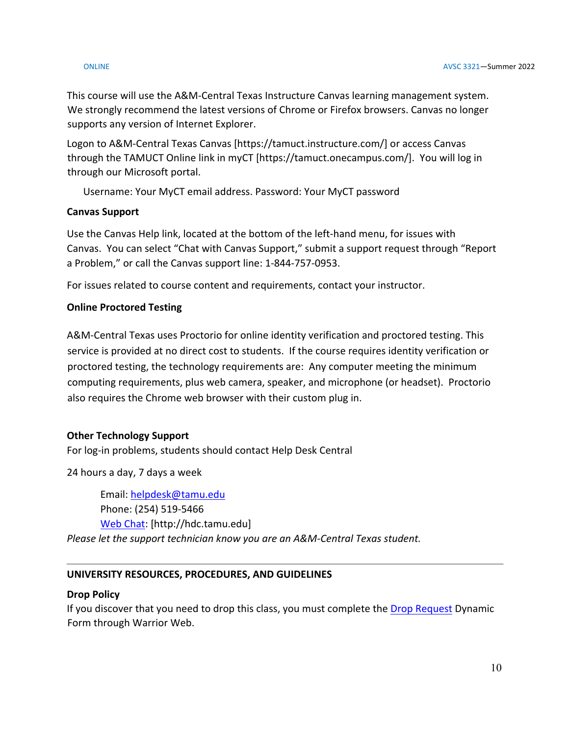This course will use the A&M-Central Texas Instructure Canvas learning management system. We strongly recommend the latest versions of Chrome or Firefox browsers. Canvas no longer supports any version of Internet Explorer.

Logon to A&M-Central Texas Canvas [https://tamuct.instructure.com/] or access Canvas through the TAMUCT Online link in myCT [https://tamuct.onecampus.com/]. You will log in through our Microsoft portal.

Username: Your MyCT email address. Password: Your MyCT password

**Canvas Support**

Use the Canvas Help link, located at the bottom of the left-hand menu, for issues with Canvas. You can select "Chat with Canvas Support," submit a support request through "Report a Problem," or call the Canvas support line: 1-844-757-0953.

For issues related to course content and requirements, contact your instructor.

**Online Proctored Testing**

A&M-Central Texas uses Proctorio for online identity verification and proctored testing. This service is provided at no direct cost to students. If the course requires identity verification or proctored testing, the technology requirements are: Any computer meeting the minimum computing requirements, plus web camera, speaker, and microphone (or headset). Proctorio also requires the Chrome web browser with their custom plug in.

**Other Technology Support**

For log-in problems, students should contact Help Desk Central

24 hours a day, 7 days a week

Email: helpdesk@tamu.edu
Phone: (254) 519-5466
Web Chat: [http://hdc.tamu.edu]

*Please let the support technician know you are an A&M-Central Texas student.*

---

**UNIVERSITY RESOURCES, PROCEDURES, AND GUIDELINES**

**Drop Policy**

If you discover that you need to drop this class, you must complete the Drop Request Dynamic Form through Warrior Web.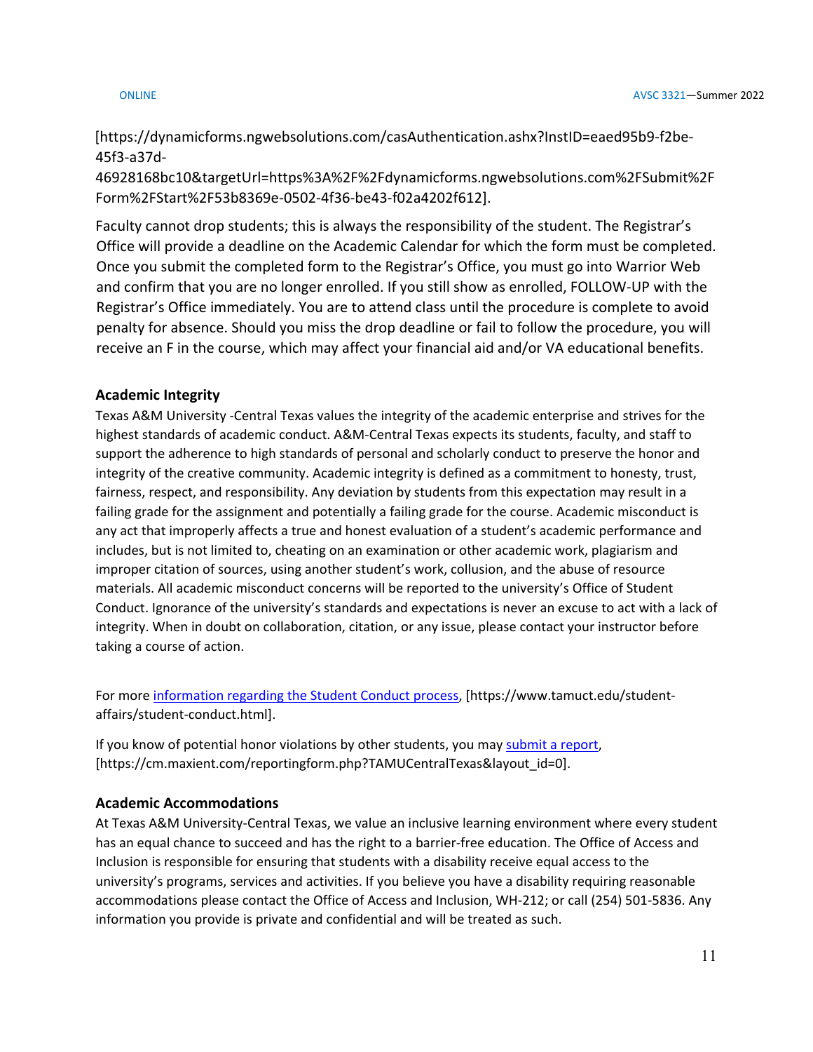[https://dynamicforms.ngwebsolutions.com/casAuthentication.ashx?InstID=eaed95b9-f2be-45f3-a37d-46928168bc10&targetUrl=https%3A%2F%2Fdynamicforms.ngwebsolutions.com%2FSubmit%2FForm%2FStart%2F53b8369e-0502-4f36-be43-f02a4202f612].

Faculty cannot drop students; this is always the responsibility of the student. The Registrar's Office will provide a deadline on the Academic Calendar for which the form must be completed. Once you submit the completed form to the Registrar's Office, you must go into Warrior Web and confirm that you are no longer enrolled. If you still show as enrolled, FOLLOW-UP with the Registrar's Office immediately. You are to attend class until the procedure is complete to avoid penalty for absence. Should you miss the drop deadline or fail to follow the procedure, you will receive an F in the course, which may affect your financial aid and/or VA educational benefits.

### Academic Integrity

Texas A&M University -Central Texas values the integrity of the academic enterprise and strives for the highest standards of academic conduct. A&M-Central Texas expects its students, faculty, and staff to support the adherence to high standards of personal and scholarly conduct to preserve the honor and integrity of the creative community. Academic integrity is defined as a commitment to honesty, trust, fairness, respect, and responsibility. Any deviation by students from this expectation may result in a failing grade for the assignment and potentially a failing grade for the course. Academic misconduct is any act that improperly affects a true and honest evaluation of a student's academic performance and includes, but is not limited to, cheating on an examination or other academic work, plagiarism and improper citation of sources, using another student's work, collusion, and the abuse of resource materials. All academic misconduct concerns will be reported to the university's Office of Student Conduct. Ignorance of the university's standards and expectations is never an excuse to act with a lack of integrity. When in doubt on collaboration, citation, or any issue, please contact your instructor before taking a course of action.

For more information regarding the Student Conduct process, [https://www.tamuct.edu/student-affairs/student-conduct.html].

If you know of potential honor violations by other students, you may submit a report, [https://cm.maxient.com/reportingform.php?TAMUCentralTexas&layout_id=0].

### Academic Accommodations

At Texas A&M University-Central Texas, we value an inclusive learning environment where every student has an equal chance to succeed and has the right to a barrier-free education. The Office of Access and Inclusion is responsible for ensuring that students with a disability receive equal access to the university's programs, services and activities. If you believe you have a disability requiring reasonable accommodations please contact the Office of Access and Inclusion, WH-212; or call (254) 501-5836. Any information you provide is private and confidential and will be treated as such.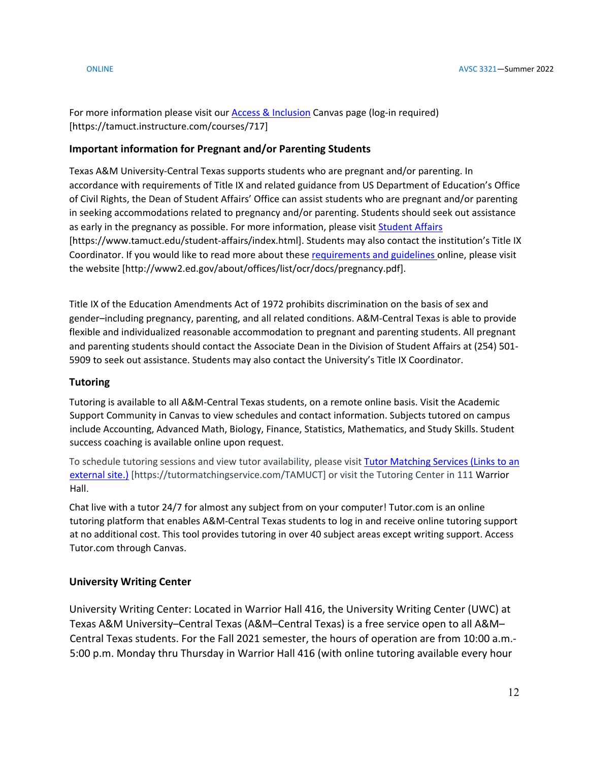For more information please visit our Access & Inclusion Canvas page (log-in required) [https://tamuct.instructure.com/courses/717]

### Important information for Pregnant and/or Parenting Students

Texas A&M University-Central Texas supports students who are pregnant and/or parenting. In accordance with requirements of Title IX and related guidance from US Department of Education's Office of Civil Rights, the Dean of Student Affairs' Office can assist students who are pregnant and/or parenting in seeking accommodations related to pregnancy and/or parenting. Students should seek out assistance as early in the pregnancy as possible. For more information, please visit Student Affairs [https://www.tamuct.edu/student-affairs/index.html]. Students may also contact the institution's Title IX Coordinator. If you would like to read more about these requirements and guidelines online, please visit the website [http://www2.ed.gov/about/offices/list/ocr/docs/pregnancy.pdf].

Title IX of the Education Amendments Act of 1972 prohibits discrimination on the basis of sex and gender–including pregnancy, parenting, and all related conditions. A&M-Central Texas is able to provide flexible and individualized reasonable accommodation to pregnant and parenting students. All pregnant and parenting students should contact the Associate Dean in the Division of Student Affairs at (254) 501-5909 to seek out assistance. Students may also contact the University's Title IX Coordinator.

### Tutoring

Tutoring is available to all A&M-Central Texas students, on a remote online basis. Visit the Academic Support Community in Canvas to view schedules and contact information. Subjects tutored on campus include Accounting, Advanced Math, Biology, Finance, Statistics, Mathematics, and Study Skills. Student success coaching is available online upon request.

To schedule tutoring sessions and view tutor availability, please visit Tutor Matching Services (Links to an external site.) [https://tutormatchingservice.com/TAMUCT] or visit the Tutoring Center in 111 Warrior Hall.

Chat live with a tutor 24/7 for almost any subject from on your computer! Tutor.com is an online tutoring platform that enables A&M-Central Texas students to log in and receive online tutoring support at no additional cost. This tool provides tutoring in over 40 subject areas except writing support. Access Tutor.com through Canvas.

### University Writing Center

University Writing Center: Located in Warrior Hall 416, the University Writing Center (UWC) at Texas A&M University–Central Texas (A&M–Central Texas) is a free service open to all A&M–Central Texas students. For the Fall 2021 semester, the hours of operation are from 10:00 a.m.-5:00 p.m. Monday thru Thursday in Warrior Hall 416 (with online tutoring available every hour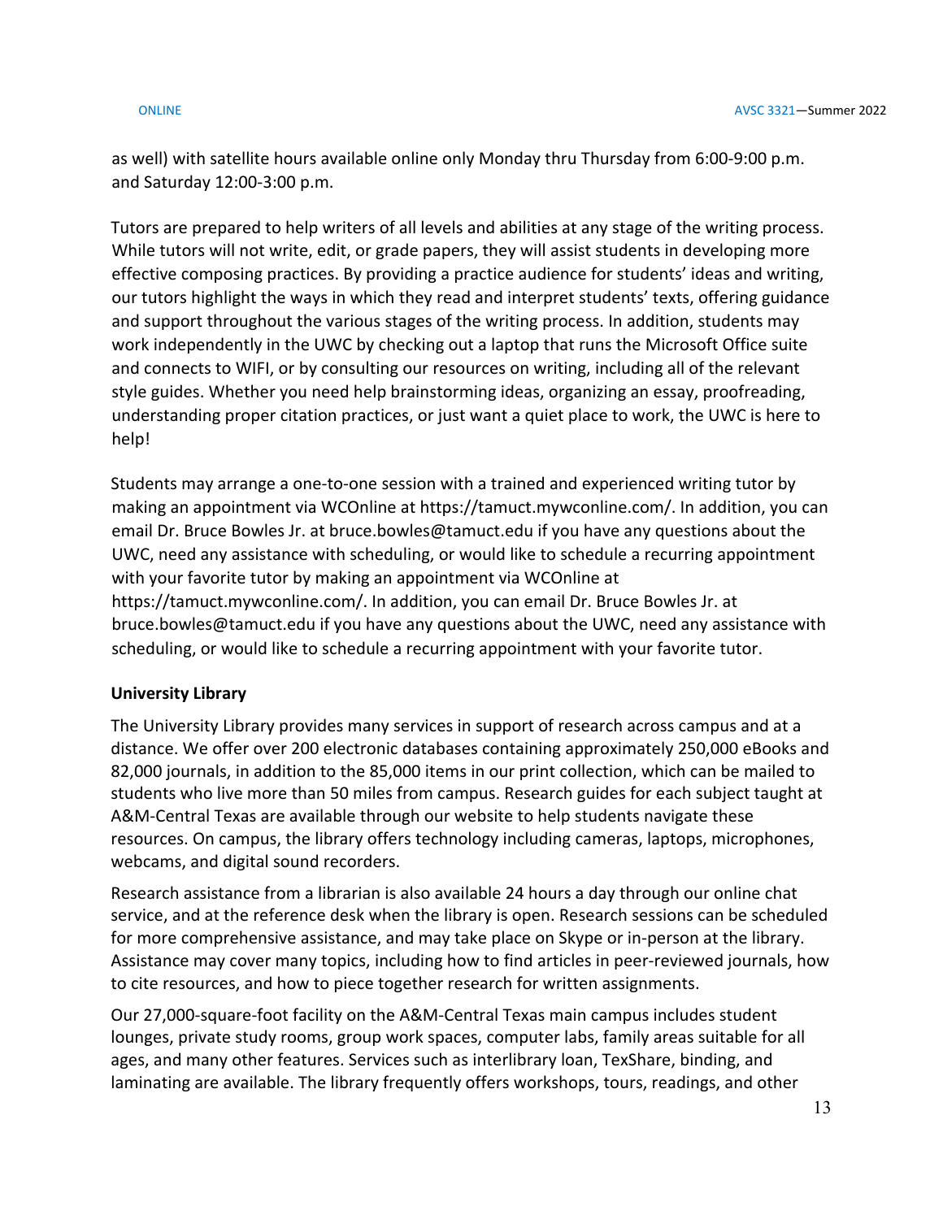as well) with satellite hours available online only Monday thru Thursday from 6:00-9:00 p.m. and Saturday 12:00-3:00 p.m.

Tutors are prepared to help writers of all levels and abilities at any stage of the writing process. While tutors will not write, edit, or grade papers, they will assist students in developing more effective composing practices. By providing a practice audience for students' ideas and writing, our tutors highlight the ways in which they read and interpret students' texts, offering guidance and support throughout the various stages of the writing process. In addition, students may work independently in the UWC by checking out a laptop that runs the Microsoft Office suite and connects to WIFI, or by consulting our resources on writing, including all of the relevant style guides. Whether you need help brainstorming ideas, organizing an essay, proofreading, understanding proper citation practices, or just want a quiet place to work, the UWC is here to help!

Students may arrange a one-to-one session with a trained and experienced writing tutor by making an appointment via WCOnline at https://tamuct.mywconline.com/. In addition, you can email Dr. Bruce Bowles Jr. at bruce.bowles@tamuct.edu if you have any questions about the UWC, need any assistance with scheduling, or would like to schedule a recurring appointment with your favorite tutor by making an appointment via WCOnline at https://tamuct.mywconline.com/. In addition, you can email Dr. Bruce Bowles Jr. at bruce.bowles@tamuct.edu if you have any questions about the UWC, need any assistance with scheduling, or would like to schedule a recurring appointment with your favorite tutor.

**University Library**

The University Library provides many services in support of research across campus and at a distance. We offer over 200 electronic databases containing approximately 250,000 eBooks and 82,000 journals, in addition to the 85,000 items in our print collection, which can be mailed to students who live more than 50 miles from campus. Research guides for each subject taught at A&M-Central Texas are available through our website to help students navigate these resources. On campus, the library offers technology including cameras, laptops, microphones, webcams, and digital sound recorders.

Research assistance from a librarian is also available 24 hours a day through our online chat service, and at the reference desk when the library is open. Research sessions can be scheduled for more comprehensive assistance, and may take place on Skype or in-person at the library. Assistance may cover many topics, including how to find articles in peer-reviewed journals, how to cite resources, and how to piece together research for written assignments.

Our 27,000-square-foot facility on the A&M-Central Texas main campus includes student lounges, private study rooms, group work spaces, computer labs, family areas suitable for all ages, and many other features. Services such as interlibrary loan, TexShare, binding, and laminating are available. The library frequently offers workshops, tours, readings, and other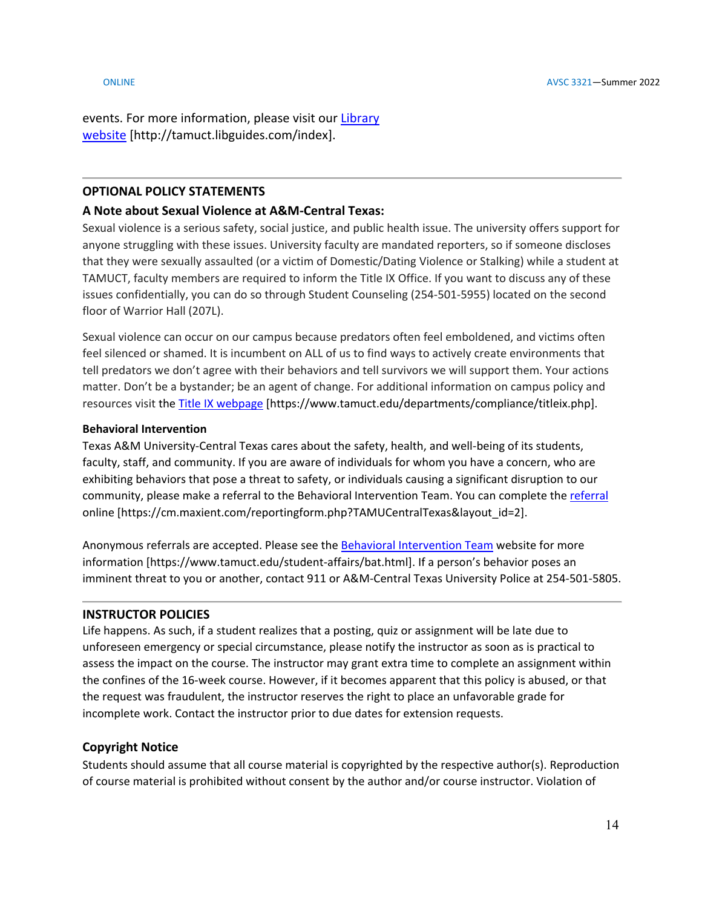events. For more information, please visit our [Library website](http://tamuct.libguides.com/index) [http://tamuct.libguides.com/index].

---

## OPTIONAL POLICY STATEMENTS

### A Note about Sexual Violence at A&M-Central Texas:

Sexual violence is a serious safety, social justice, and public health issue. The university offers support for anyone struggling with these issues. University faculty are mandated reporters, so if someone discloses that they were sexually assaulted (or a victim of Domestic/Dating Violence or Stalking) while a student at TAMUCT, faculty members are required to inform the Title IX Office. If you want to discuss any of these issues confidentially, you can do so through Student Counseling (254-501-5955) located on the second floor of Warrior Hall (207L).

Sexual violence can occur on our campus because predators often feel emboldened, and victims often feel silenced or shamed. It is incumbent on ALL of us to find ways to actively create environments that tell predators we don't agree with their behaviors and tell survivors we will support them. Your actions matter. Don't be a bystander; be an agent of change. For additional information on campus policy and resources visit the [Title IX webpage](https://www.tamuct.edu/departments/compliance/titleix.php) [https://www.tamuct.edu/departments/compliance/titleix.php].

#### Behavioral Intervention

Texas A&M University-Central Texas cares about the safety, health, and well-being of its students, faculty, staff, and community. If you are aware of individuals for whom you have a concern, who are exhibiting behaviors that pose a threat to safety, or individuals causing a significant disruption to our community, please make a referral to the Behavioral Intervention Team. You can complete the [referral](https://cm.maxient.com/reportingform.php?TAMUCentralTexas&layout_id=2) online [https://cm.maxient.com/reportingform.php?TAMUCentralTexas&layout_id=2].

Anonymous referrals are accepted. Please see the [Behavioral Intervention Team](https://www.tamuct.edu/student-affairs/bat.html) website for more information [https://www.tamuct.edu/student-affairs/bat.html]. If a person's behavior poses an imminent threat to you or another, contact 911 or A&M-Central Texas University Police at 254-501-5805.

---

## INSTRUCTOR POLICIES

Life happens. As such, if a student realizes that a posting, quiz or assignment will be late due to unforeseen emergency or special circumstance, please notify the instructor as soon as is practical to assess the impact on the course. The instructor may grant extra time to complete an assignment within the confines of the 16-week course. However, if it becomes apparent that this policy is abused, or that the request was fraudulent, the instructor reserves the right to place an unfavorable grade for incomplete work. Contact the instructor prior to due dates for extension requests.

### Copyright Notice

Students should assume that all course material is copyrighted by the respective author(s). Reproduction of course material is prohibited without consent by the author and/or course instructor. Violation of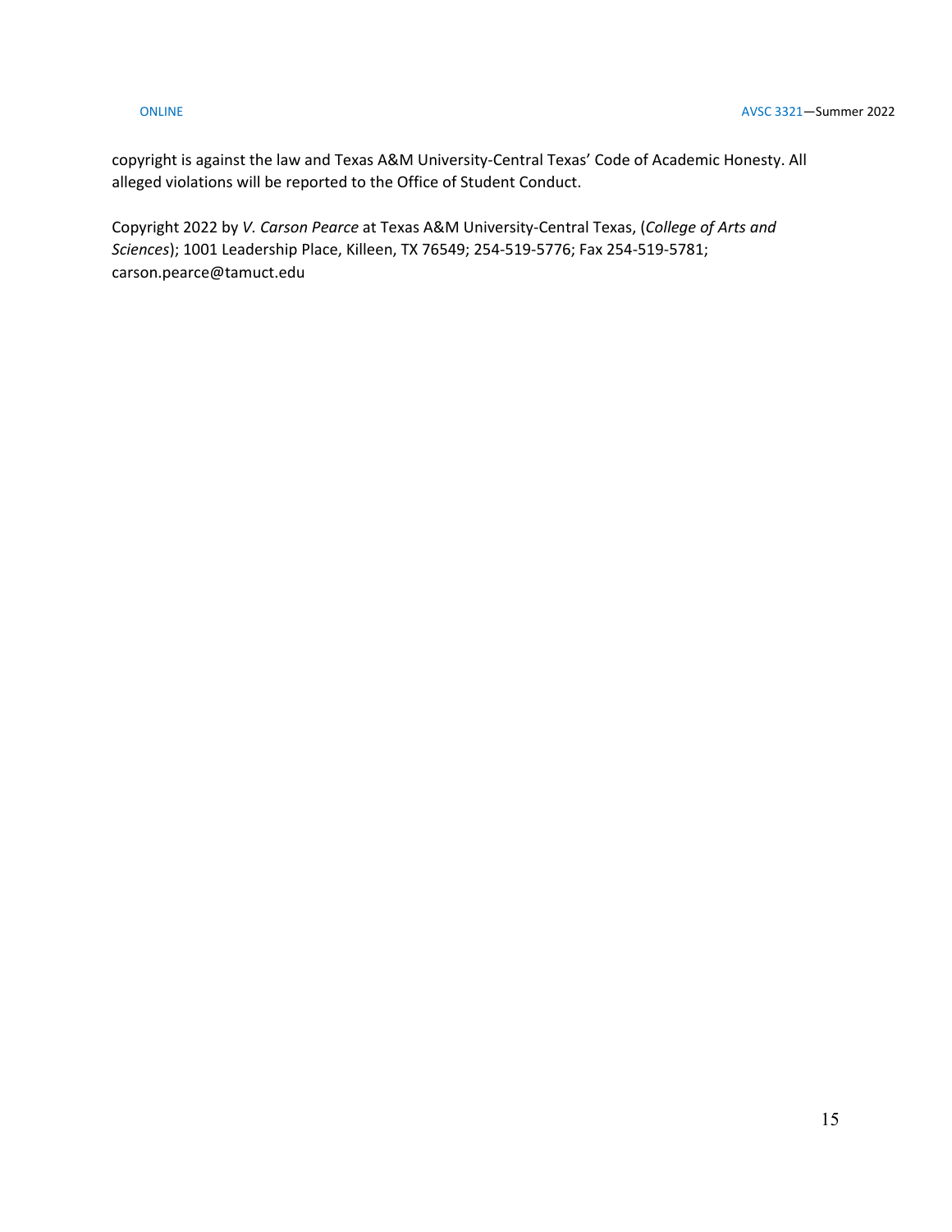copyright is against the law and Texas A&M University-Central Texas' Code of Academic Honesty. All alleged violations will be reported to the Office of Student Conduct.

Copyright 2022 by *V. Carson Pearce* at Texas A&M University-Central Texas, (*College of Arts and Sciences*); 1001 Leadership Place, Killeen, TX 76549; 254-519-5776; Fax 254-519-5781; carson.pearce@tamuct.edu